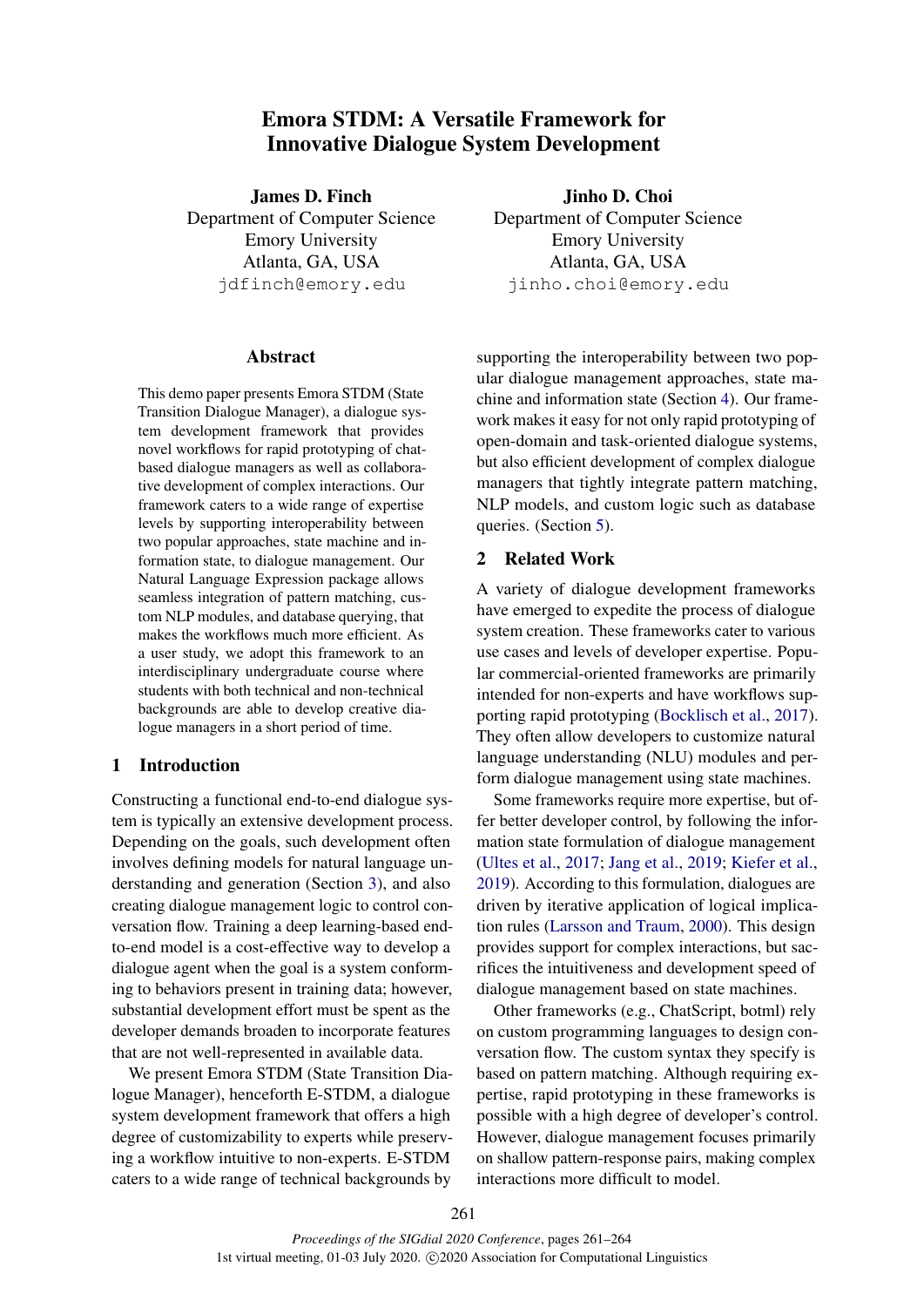# Emora STDM: A Versatile Framework for Innovative Dialogue System Development

**James D. Finch**
Department of Computer Science
Emory University
Atlanta, GA, USA
jdfinch@emory.edu

**Jinho D. Choi**
Department of Computer Science
Emory University
Atlanta, GA, USA
jinho.choi@emory.edu

## Abstract

This demo paper presents Emora STDM (State Transition Dialogue Manager), a dialogue system development framework that provides novel workflows for rapid prototyping of chat-based dialogue managers as well as collaborative development of complex interactions. Our framework caters to a wide range of expertise levels by supporting interoperability between two popular approaches, state machine and information state, to dialogue management. Our Natural Language Expression package allows seamless integration of pattern matching, custom NLP modules, and database querying, that makes the workflows much more efficient. As a user study, we adopt this framework to an interdisciplinary undergraduate course where students with both technical and non-technical backgrounds are able to develop creative dialogue managers in a short period of time.

## 1 Introduction

Constructing a functional end-to-end dialogue system is typically an extensive development process. Depending on the goals, such development often involves defining models for natural language understanding and generation (Section 3), and also creating dialogue management logic to control conversation flow. Training a deep learning-based end-to-end model is a cost-effective way to develop a dialogue agent when the goal is a system conforming to behaviors present in training data; however, substantial development effort must be spent as the developer demands broaden to incorporate features that are not well-represented in available data.

We present Emora STDM (State Transition Dialogue Manager), henceforth E-STDM, a dialogue system development framework that offers a high degree of customizability to experts while preserving a workflow intuitive to non-experts. E-STDM caters to a wide range of technical backgrounds by supporting the interoperability between two popular dialogue management approaches, state machine and information state (Section 4). Our framework makes it easy for not only rapid prototyping of open-domain and task-oriented dialogue systems, but also efficient development of complex dialogue managers that tightly integrate pattern matching, NLP models, and custom logic such as database queries. (Section 5).

## 2 Related Work

A variety of dialogue development frameworks have emerged to expedite the process of dialogue system creation. These frameworks cater to various use cases and levels of developer expertise. Popular commercial-oriented frameworks are primarily intended for non-experts and have workflows supporting rapid prototyping (Bocklisch et al., 2017). They often allow developers to customize natural language understanding (NLU) modules and perform dialogue management using state machines.

Some frameworks require more expertise, but offer better developer control, by following the information state formulation of dialogue management (Ultes et al., 2017; Jang et al., 2019; Kiefer et al., 2019). According to this formulation, dialogues are driven by iterative application of logical implication rules (Larsson and Traum, 2000). This design provides support for complex interactions, but sacrifices the intuitiveness and development speed of dialogue management based on state machines.

Other frameworks (e.g., ChatScript, botml) rely on custom programming languages to design conversation flow. The custom syntax they specify is based on pattern matching. Although requiring expertise, rapid prototyping in these frameworks is possible with a high degree of developer's control. However, dialogue management focuses primarily on shallow pattern-response pairs, making complex interactions more difficult to model.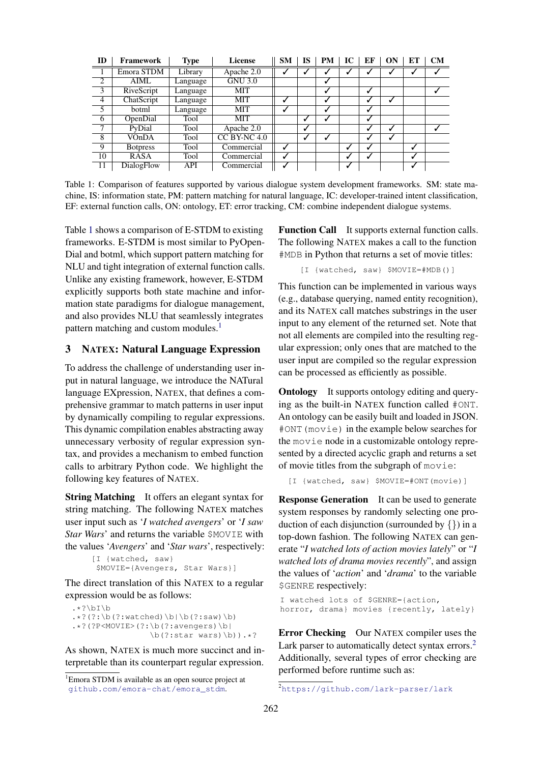| ID | Framework | Type | License | SM | IS | PM | IC | EF | ON | ET | CM |
|---|---|---|---|---|---|---|---|---|---|---|---|
| 1 | Emora STDM | Library | Apache 2.0 | ✓ | ✓ | ✓ | ✓ | ✓ | ✓ | ✓ | ✓ |
| 2 | AIML | Language | GNU 3.0 | | | ✓ | | | | | |
| 3 | RiveScript | Language | MIT | | | ✓ | | ✓ | | | ✓ |
| 4 | ChatScript | Language | MIT | ✓ | | ✓ | | ✓ | ✓ | | |
| 5 | botml | Language | MIT | ✓ | | ✓ | | ✓ | | | |
| 6 | OpenDial | Tool | MIT | | ✓ | ✓ | | ✓ | | | |
| 7 | PyDial | Tool | Apache 2.0 | | ✓ | | | ✓ | ✓ | | ✓ |
| 8 | VOnDA | Tool | CC BY-NC 4.0 | | ✓ | ✓ | | ✓ | ✓ | | |
| 9 | Botpress | Tool | Commercial | ✓ | | | ✓ | ✓ | | ✓ | |
| 10 | RASA | Tool | Commercial | ✓ | | | ✓ | ✓ | | ✓ | |
| 11 | DialogFlow | API | Commercial | ✓ | | | ✓ | | | ✓ | |

Table 1: Comparison of features supported by various dialogue system development frameworks. SM: state machine, IS: information state, PM: pattern matching for natural language, IC: developer-trained intent classification, EF: external function calls, ON: ontology, ET: error tracking, CM: combine independent dialogue systems.

Table 1 shows a comparison of E-STDM to existing frameworks. E-STDM is most similar to PyOpenDial and botml, which support pattern matching for NLU and tight integration of external function calls. Unlike any existing framework, however, E-STDM explicitly supports both state machine and information state paradigms for dialogue management, and also provides NLU that seamlessly integrates pattern matching and custom modules.[1]

## 3 NATEX: Natural Language Expression

To address the challenge of understanding user input in natural language, we introduce the NATural language EXpression, NATEX, that defines a comprehensive grammar to match patterns in user input by dynamically compiling to regular expressions. This dynamic compilation enables abstracting away unnecessary verbosity of regular expression syntax, and provides a mechanism to embed function calls to arbitrary Python code. We highlight the following key features of NATEX.

**String Matching** It offers an elegant syntax for string matching. The following NATEX matches user input such as '*I watched avengers*' or '*I saw Star Wars*' and returns the variable `$MOVIE` with the values '*Avengers*' and '*Star wars*', respectively:

```
[I {watched, saw}
 $MOVIE={Avengers, Star Wars}]
```

The direct translation of this NATEX to a regular expression would be as follows:

```
.*?\bI\b
.*?(?:\b(?:watched)\b|\b(?:saw)\b)
.*?(?P<MOVIE>(?:\b(?:avengers)\b|
              \b(?:star wars)\b)).*?
```

As shown, NATEX is much more succinct and interpretable than its counterpart regular expression.

**Function Call** It supports external function calls. The following NATEX makes a call to the function `#MDB` in Python that returns a set of movie titles:

```
[I {watched, saw} $MOVIE=#MDB()]
```

This function can be implemented in various ways (e.g., database querying, named entity recognition), and its NATEX call matches substrings in the user input to any element of the returned set. Note that not all elements are compiled into the resulting regular expression; only ones that are matched to the user input are compiled so the regular expression can be processed as efficiently as possible.

**Ontology** It supports ontology editing and querying as the built-in NATEX function called `#ONT`. An ontology can be easily built and loaded in JSON. `#ONT(movie)` in the example below searches for the `movie` node in a customizable ontology represented by a directed acyclic graph and returns a set of movie titles from the subgraph of `movie`:

```
[I {watched, saw} $MOVIE=#ONT(movie)]
```

**Response Generation** It can be used to generate system responses by randomly selecting one production of each disjunction (surrounded by {}) in a top-down fashion. The following NATEX can generate "*I watched lots of action movies lately*" or "*I watched lots of drama movies recently*", and assign the values of '*action*' and '*drama*' to the variable `$GENRE` respectively:

```
I watched lots of $GENRE={action,
horror, drama} movies {recently, lately}
```

**Error Checking** Our NATEX compiler uses the Lark parser to automatically detect syntax errors.[2] Additionally, several types of error checking are performed before runtime such as:

[1] Emora STDM is available as an open source project at github.com/emora-chat/emora_stdm.

[2] https://github.com/lark-parser/lark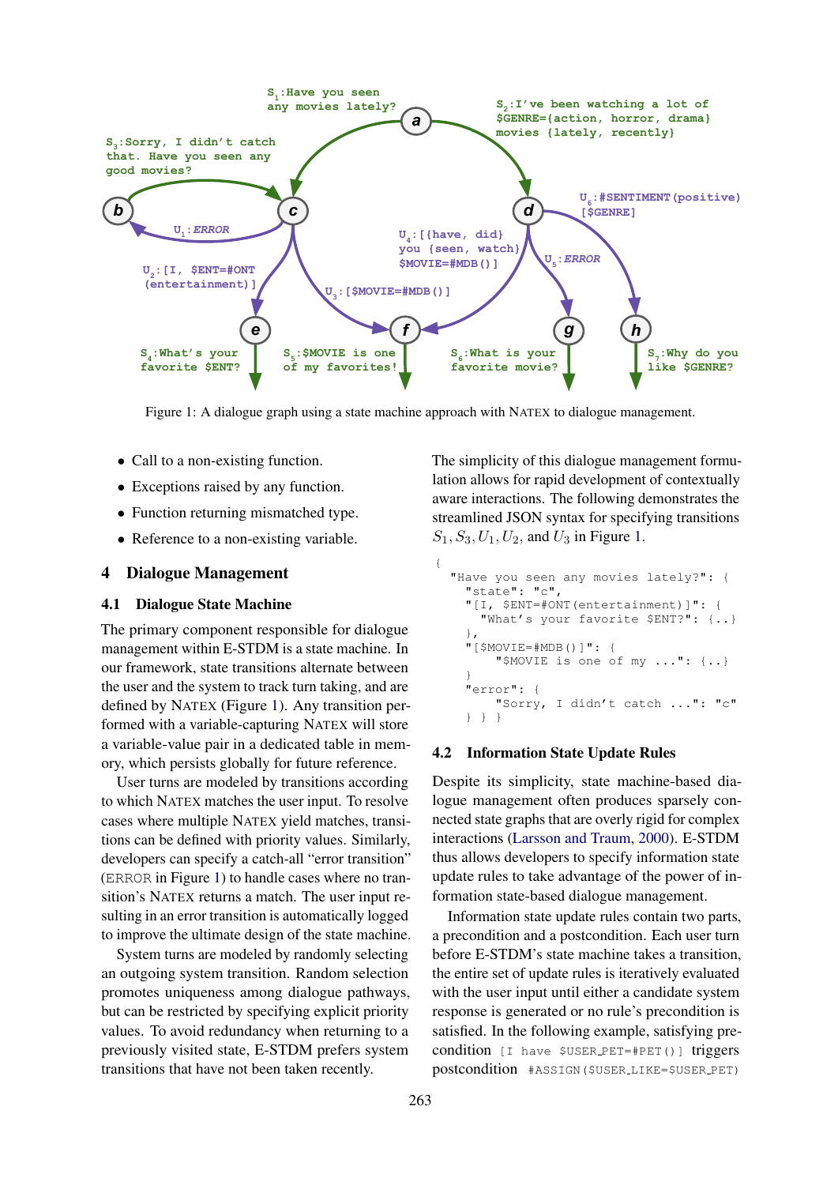Figure 1: A dialogue graph using a state machine approach with NATEX to dialogue management.

- Call to a non-existing function.
- Exceptions raised by any function.
- Function returning mismatched type.
- Reference to a non-existing variable.

## 4 Dialogue Management

### 4.1 Dialogue State Machine

The primary component responsible for dialogue management within E-STDM is a state machine. In our framework, state transitions alternate between the user and the system to track turn taking, and are defined by NATEX (Figure 1). Any transition performed with a variable-capturing NATEX will store a variable-value pair in a dedicated table in memory, which persists globally for future reference.

User turns are modeled by transitions according to which NATEX matches the user input. To resolve cases where multiple NATEX yield matches, transitions can be defined with priority values. Similarly, developers can specify a catch-all "error transition" (ERROR in Figure 1) to handle cases where no transition's NATEX returns a match. The user input resulting in an error transition is automatically logged to improve the ultimate design of the state machine.

System turns are modeled by randomly selecting an outgoing system transition. Random selection promotes uniqueness among dialogue pathways, but can be restricted by specifying explicit priority values. To avoid redundancy when returning to a previously visited state, E-STDM prefers system transitions that have not been taken recently.

The simplicity of this dialogue management formulation allows for rapid development of contextually aware interactions. The following demonstrates the streamlined JSON syntax for specifying transitions $S_1, S_3, U_1, U_2$, and $U_3$ in Figure 1.

```
{
  "Have you seen any movies lately?": {
    "state": "c",
    "[I, $ENT=#ONT(entertainment)]": {
      "What's your favorite $ENT?": {..}
    },
    "[$MOVIE=#MDB()]": {
       "$MOVIE is one of my ...": {..}
    }
    "error": {
       "Sorry, I didn't catch ...": "c"
    } } }
```

### 4.2 Information State Update Rules

Despite its simplicity, state machine-based dialogue management often produces sparsely connected state graphs that are overly rigid for complex interactions (Larsson and Traum, 2000). E-STDM thus allows developers to specify information state update rules to take advantage of the power of information state-based dialogue management.

Information state update rules contain two parts, a precondition and a postcondition. Each user turn before E-STDM's state machine takes a transition, the entire set of update rules is iteratively evaluated with the user input until either a candidate system response is generated or no rule's precondition is satisfied. In the following example, satisfying precondition `[I have $USER_PET=#PET()]` triggers postcondition `#ASSIGN($USER_LIKE=$USER_PET)`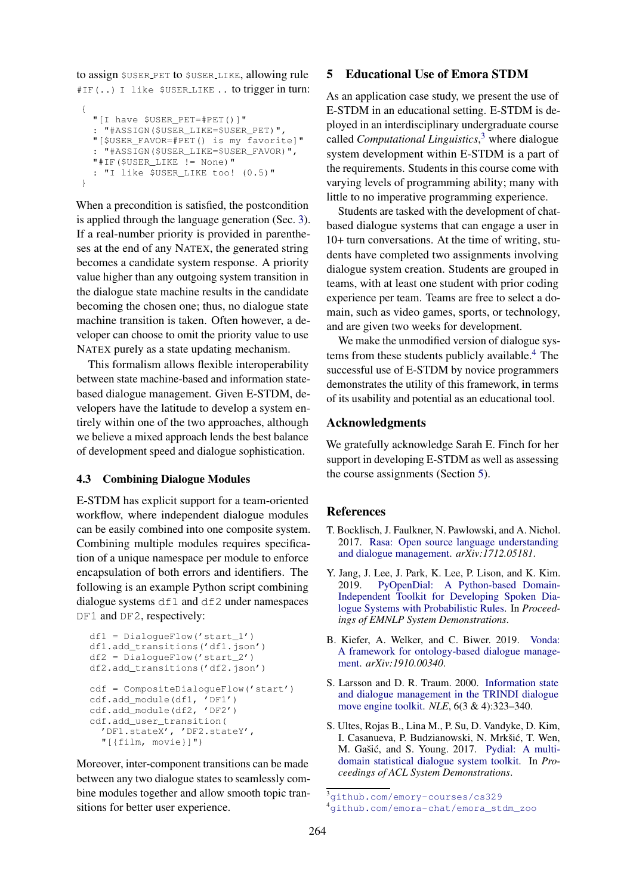to assign $USER_PET to $USER_LIKE, allowing rule `#IF(..) I like $USER_LIKE..` to trigger in turn:

```
{
  "[I have $USER_PET=#PET()]"
  : "#ASSIGN($USER_LIKE=$USER_PET)",
  "[$USER_FAVOR=#PET() is my favorite]"
  : "#ASSIGN($USER_LIKE=$USER_FAVOR)",
  "#IF($USER_LIKE != None)"
  : "I like $USER_LIKE too! (0.5)"
}
```

When a precondition is satisfied, the postcondition is applied through the language generation (Sec. 3). If a real-number priority is provided in parentheses at the end of any NATEX, the generated string becomes a candidate system response. A priority value higher than any outgoing system transition in the dialogue state machine results in the candidate becoming the chosen one; thus, no dialogue state machine transition is taken. Often however, a developer can choose to omit the priority value to use NATEX purely as a state updating mechanism.

This formalism allows flexible interoperability between state machine-based and information state-based dialogue management. Given E-STDM, developers have the latitude to develop a system entirely within one of the two approaches, although we believe a mixed approach lends the best balance of development speed and dialogue sophistication.

### 4.3 Combining Dialogue Modules

E-STDM has explicit support for a team-oriented workflow, where independent dialogue modules can be easily combined into one composite system. Combining multiple modules requires specification of a unique namespace per module to enforce encapsulation of both errors and identifiers. The following is an example Python script combining dialogue systems `df1` and `df2` under namespaces `DF1` and `DF2`, respectively:

```
df1 = DialogueFlow('start_1')
df1.add_transitions('df1.json')
df2 = DialogueFlow('start_2')
df2.add_transitions('df2.json')

cdf = CompositeDialogueFlow('start')
cdf.add_module(df1, 'DF1')
cdf.add_module(df2, 'DF2')
cdf.add_user_transition(
  'DF1.stateX', 'DF2.stateY',
  "[{film, movie}]")
```

Moreover, inter-component transitions can be made between any two dialogue states to seamlessly combine modules together and allow smooth topic transitions for better user experience.

## 5 Educational Use of Emora STDM

As an application case study, we present the use of E-STDM in an educational setting. E-STDM is deployed in an interdisciplinary undergraduate course called *Computational Linguistics*,[3] where dialogue system development within E-STDM is a part of the requirements. Students in this course come with varying levels of programming ability; many with little to no imperative programming experience.

Students are tasked with the development of chat-based dialogue systems that can engage a user in 10+ turn conversations. At the time of writing, students have completed two assignments involving dialogue system creation. Students are grouped in teams, with at least one student with prior coding experience per team. Teams are free to select a domain, such as video games, sports, or technology, and are given two weeks for development.

We make the unmodified version of dialogue systems from these students publicly available.[4] The successful use of E-STDM by novice programmers demonstrates the utility of this framework, in terms of its usability and potential as an educational tool.

## Acknowledgments

We gratefully acknowledge Sarah E. Finch for her support in developing E-STDM as well as assessing the course assignments (Section 5).

## References

T. Bocklisch, J. Faulkner, N. Pawlowski, and A. Nichol. 2017. Rasa: Open source language understanding and dialogue management. *arXiv:1712.05181*.

Y. Jang, J. Lee, J. Park, K. Lee, P. Lison, and K. Kim. 2019. PyOpenDial: A Python-based Domain-Independent Toolkit for Developing Spoken Dialogue Systems with Probabilistic Rules. In *Proceedings of EMNLP System Demonstrations*.

B. Kiefer, A. Welker, and C. Biwer. 2019. Vonda: A framework for ontology-based dialogue management. *arXiv:1910.00340*.

S. Larsson and D. R. Traum. 2000. Information state and dialogue management in the TRINDI dialogue move engine toolkit. *NLE*, 6(3 & 4):323–340.

S. Ultes, Rojas B., Lina M., P. Su, D. Vandyke, D. Kim, I. Casanueva, P. Budzianowski, N. Mrkšić, T. Wen, M. Gašić, and S. Young. 2017. Pydial: A multi-domain statistical dialogue system toolkit. In *Proceedings of ACL System Demonstrations*.

[3] github.com/emory-courses/cs329

[4] github.com/emora-chat/emora_stdm_zoo